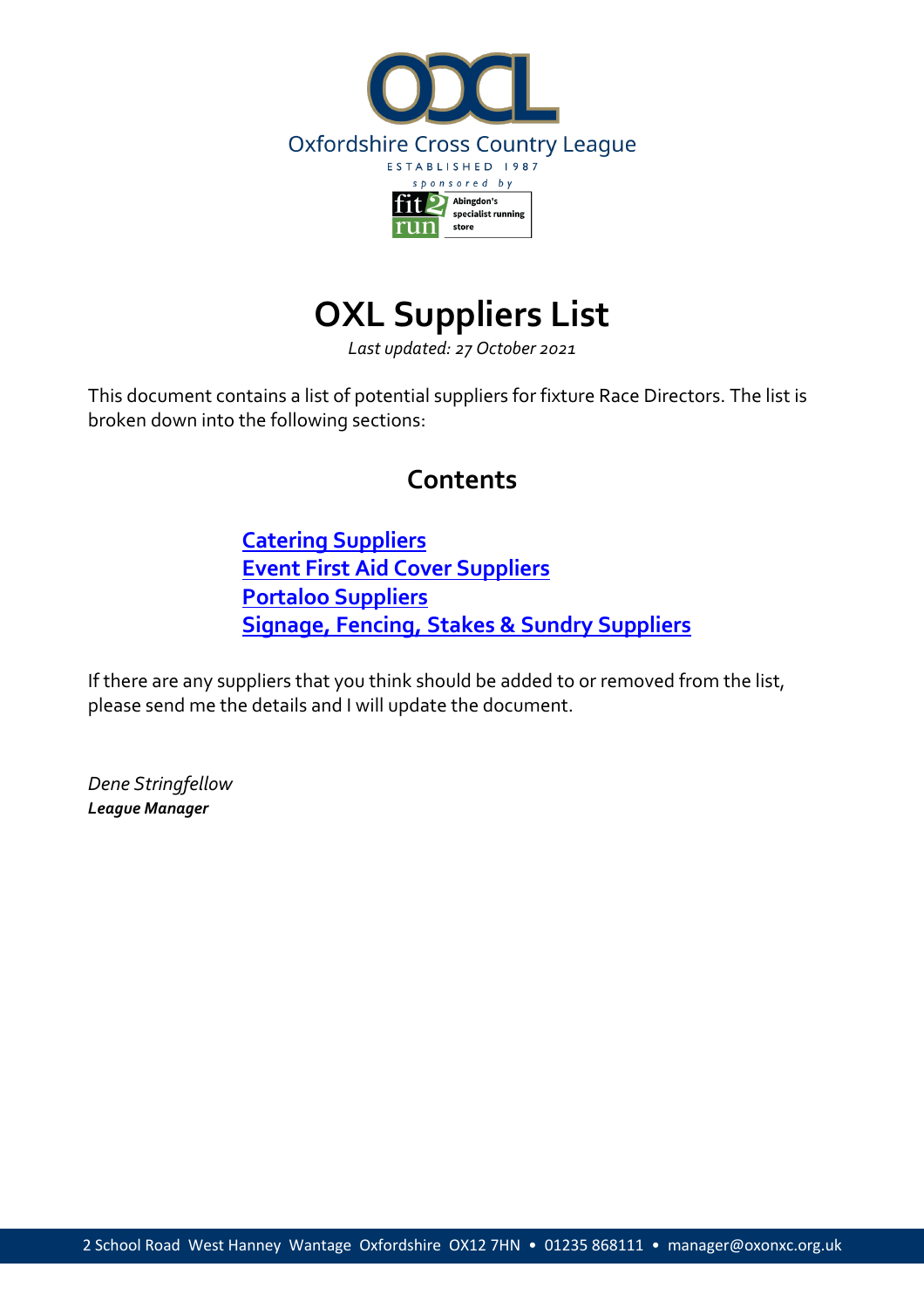OXCL

Oxfordshire Cross Country League

ESTABLISHED 1987

sponsored by

fit2run Abingdon's specialist running store

# OXL Suppliers List

*Last updated: 27 October 2021*

This document contains a list of potential suppliers for fixture Race Directors. The list is broken down into the following sections:

## Contents

[Catering Suppliers](#)
[Event First Aid Cover Suppliers](#)
[Portaloo Suppliers](#)
[Signage, Fencing, Stakes & Sundry Suppliers](#)

If there are any suppliers that you think should be added to or removed from the list, please send me the details and I will update the document.

*Dene Stringfellow*
***League Manager***

2 School Road West Hanney Wantage Oxfordshire OX12 7HN • 01235 868111 • manager@oxonxc.org.uk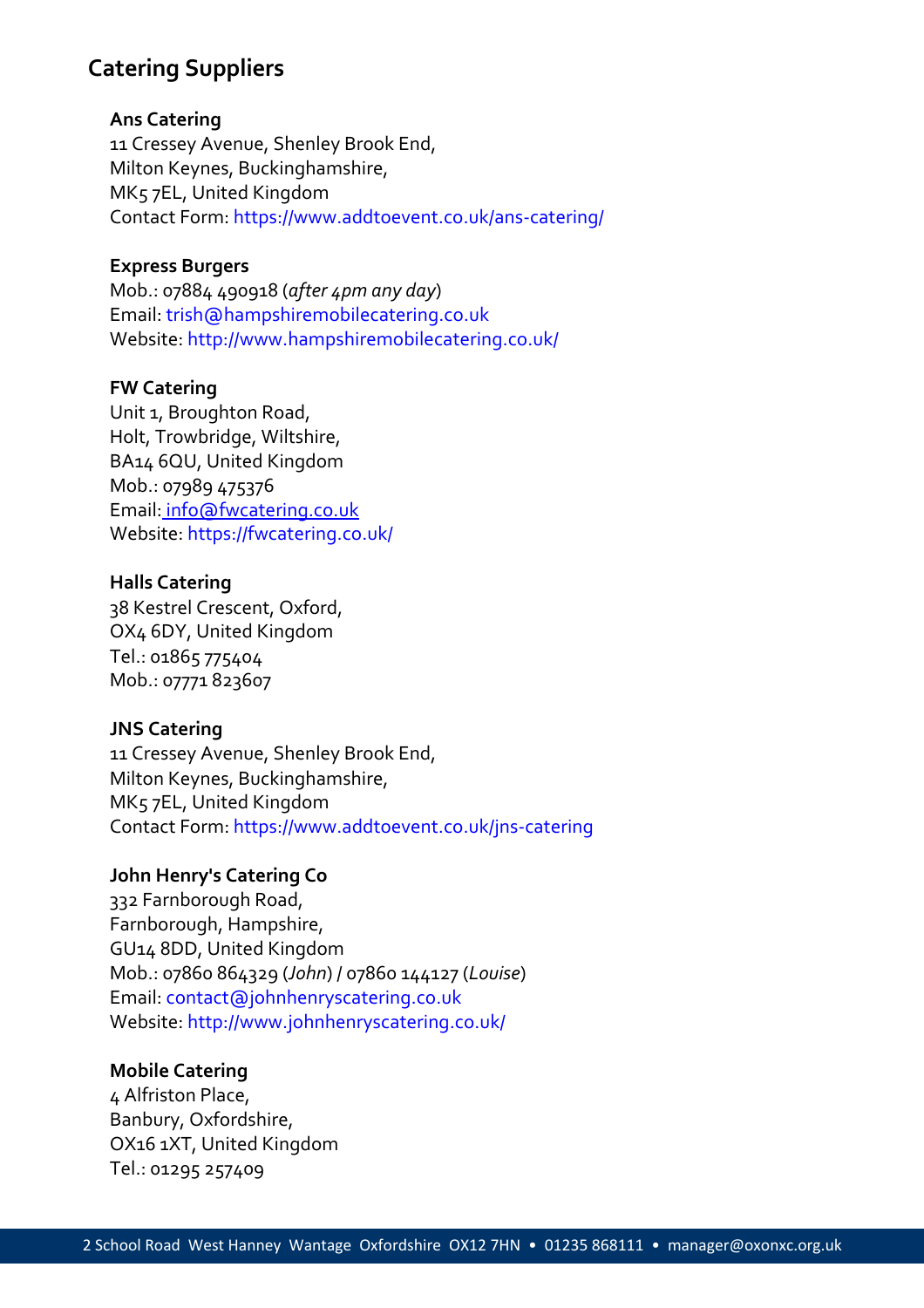## Catering Suppliers

**Ans Catering**
11 Cressey Avenue, Shenley Brook End,
Milton Keynes, Buckinghamshire,
MK5 7EL, United Kingdom
Contact Form: https://www.addtoevent.co.uk/ans-catering/

**Express Burgers**
Mob.: 07884 490918 (*after 4pm any day*)
Email: trish@hampshiremobilecatering.co.uk
Website: http://www.hampshiremobilecatering.co.uk/

**FW Catering**
Unit 1, Broughton Road,
Holt, Trowbridge, Wiltshire,
BA14 6QU, United Kingdom
Mob.: 07989 475376
Email: info@fwcatering.co.uk
Website: https://fwcatering.co.uk/

**Halls Catering**
38 Kestrel Crescent, Oxford,
OX4 6DY, United Kingdom
Tel.: 01865 775404
Mob.: 07771 823607

**JNS Catering**
11 Cressey Avenue, Shenley Brook End,
Milton Keynes, Buckinghamshire,
MK5 7EL, United Kingdom
Contact Form: https://www.addtoevent.co.uk/jns-catering

**John Henry's Catering Co**
332 Farnborough Road,
Farnborough, Hampshire,
GU14 8DD, United Kingdom
Mob.: 07860 864329 (*John*) / 07860 144127 (*Louise*)
Email: contact@johnhenryscatering.co.uk
Website: http://www.johnhenryscatering.co.uk/

**Mobile Catering**
4 Alfriston Place,
Banbury, Oxfordshire,
OX16 1XT, United Kingdom
Tel.: 01295 257409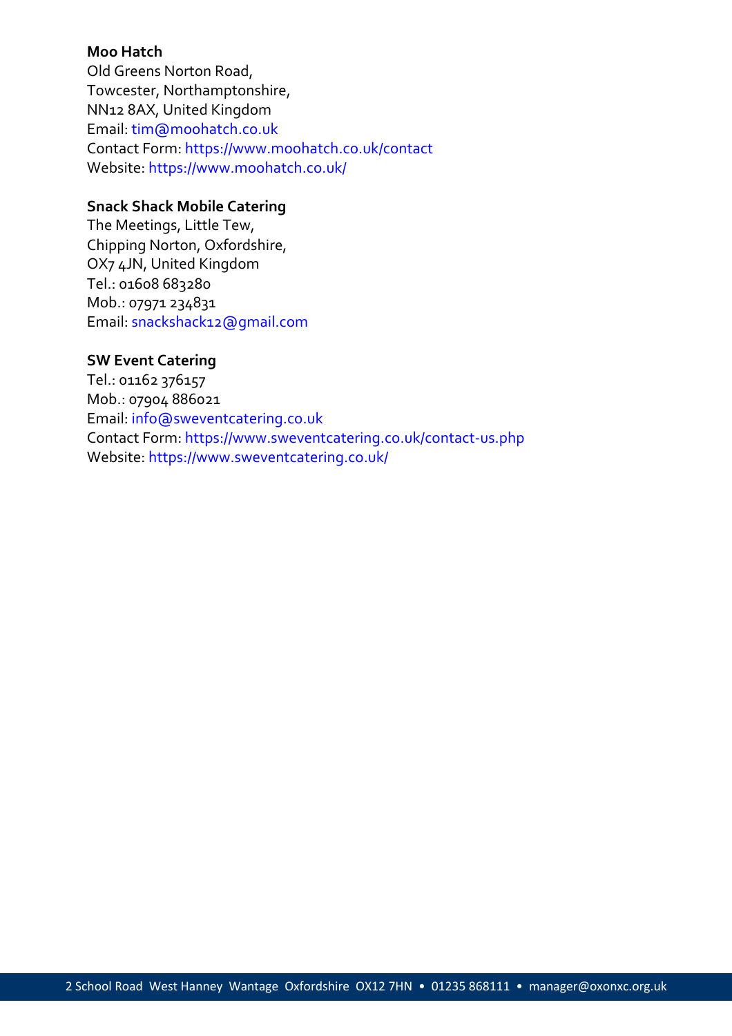**Moo Hatch**
Old Greens Norton Road,
Towcester, Northamptonshire,
NN12 8AX, United Kingdom
Email: tim@moohatch.co.uk
Contact Form: https://www.moohatch.co.uk/contact
Website: https://www.moohatch.co.uk/

**Snack Shack Mobile Catering**
The Meetings, Little Tew,
Chipping Norton, Oxfordshire,
OX7 4JN, United Kingdom
Tel.: 01608 683280
Mob.: 07971 234831
Email: snackshack12@gmail.com

**SW Event Catering**
Tel.: 01162 376157
Mob.: 07904 886021
Email: info@sweventcatering.co.uk
Contact Form: https://www.sweventcatering.co.uk/contact-us.php
Website: https://www.sweventcatering.co.uk/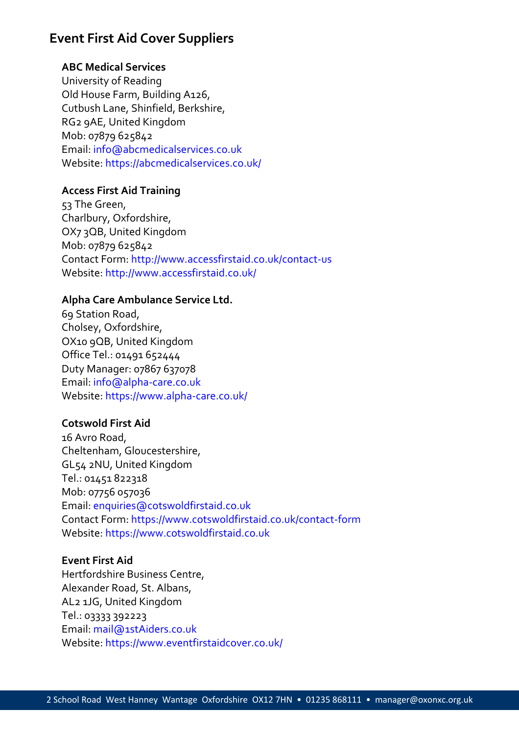## Event First Aid Cover Suppliers

**ABC Medical Services**
University of Reading
Old House Farm, Building A126,
Cutbush Lane, Shinfield, Berkshire,
RG2 9AE, United Kingdom
Mob: 07879 625842
Email: info@abcmedicalservices.co.uk
Website: https://abcmedicalservices.co.uk/

**Access First Aid Training**
53 The Green,
Charlbury, Oxfordshire,
OX7 3QB, United Kingdom
Mob: 07879 625842
Contact Form: http://www.accessfirstaid.co.uk/contact-us
Website: http://www.accessfirstaid.co.uk/

**Alpha Care Ambulance Service Ltd.**
69 Station Road,
Cholsey, Oxfordshire,
OX10 9QB, United Kingdom
Office Tel.: 01491 652444
Duty Manager: 07867 637078
Email: info@alpha-care.co.uk
Website: https://www.alpha-care.co.uk/

**Cotswold First Aid**
16 Avro Road,
Cheltenham, Gloucestershire,
GL54 2NU, United Kingdom
Tel.: 01451 822318
Mob: 07756 057036
Email: enquiries@cotswoldfirstaid.co.uk
Contact Form: https://www.cotswoldfirstaid.co.uk/contact-form
Website: https://www.cotswoldfirstaid.co.uk

**Event First Aid**
Hertfordshire Business Centre,
Alexander Road, St. Albans,
AL2 1JG, United Kingdom
Tel.: 03333 392223
Email: mail@1stAiders.co.uk
Website: https://www.eventfirstaidcover.co.uk/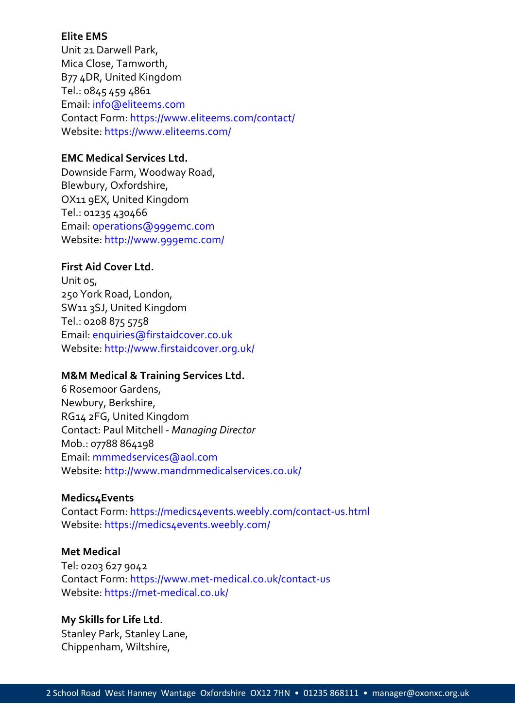**Elite EMS**
Unit 21 Darwell Park,
Mica Close, Tamworth,
B77 4DR, United Kingdom
Tel.: 0845 459 4861
Email: info@eliteems.com
Contact Form: https://www.eliteems.com/contact/
Website: https://www.eliteems.com/

**EMC Medical Services Ltd.**
Downside Farm, Woodway Road,
Blewbury, Oxfordshire,
OX11 9EX, United Kingdom
Tel.: 01235 430466
Email: operations@999emc.com
Website: http://www.999emc.com/

**First Aid Cover Ltd.**
Unit 05,
250 York Road, London,
SW11 3SJ, United Kingdom
Tel.: 0208 875 5758
Email: enquiries@firstaidcover.co.uk
Website: http://www.firstaidcover.org.uk/

**M&M Medical & Training Services Ltd.**
6 Rosemoor Gardens,
Newbury, Berkshire,
RG14 2FG, United Kingdom
Contact: Paul Mitchell - *Managing Director*
Mob.: 07788 864198
Email: mmmedservices@aol.com
Website: http://www.mandmmedicalservices.co.uk/

**Medics4Events**
Contact Form: https://medics4events.weebly.com/contact-us.html
Website: https://medics4events.weebly.com/

**Met Medical**
Tel: 0203 627 9042
Contact Form: https://www.met-medical.co.uk/contact-us
Website: https://met-medical.co.uk/

**My Skills for Life Ltd.**
Stanley Park, Stanley Lane,
Chippenham, Wiltshire,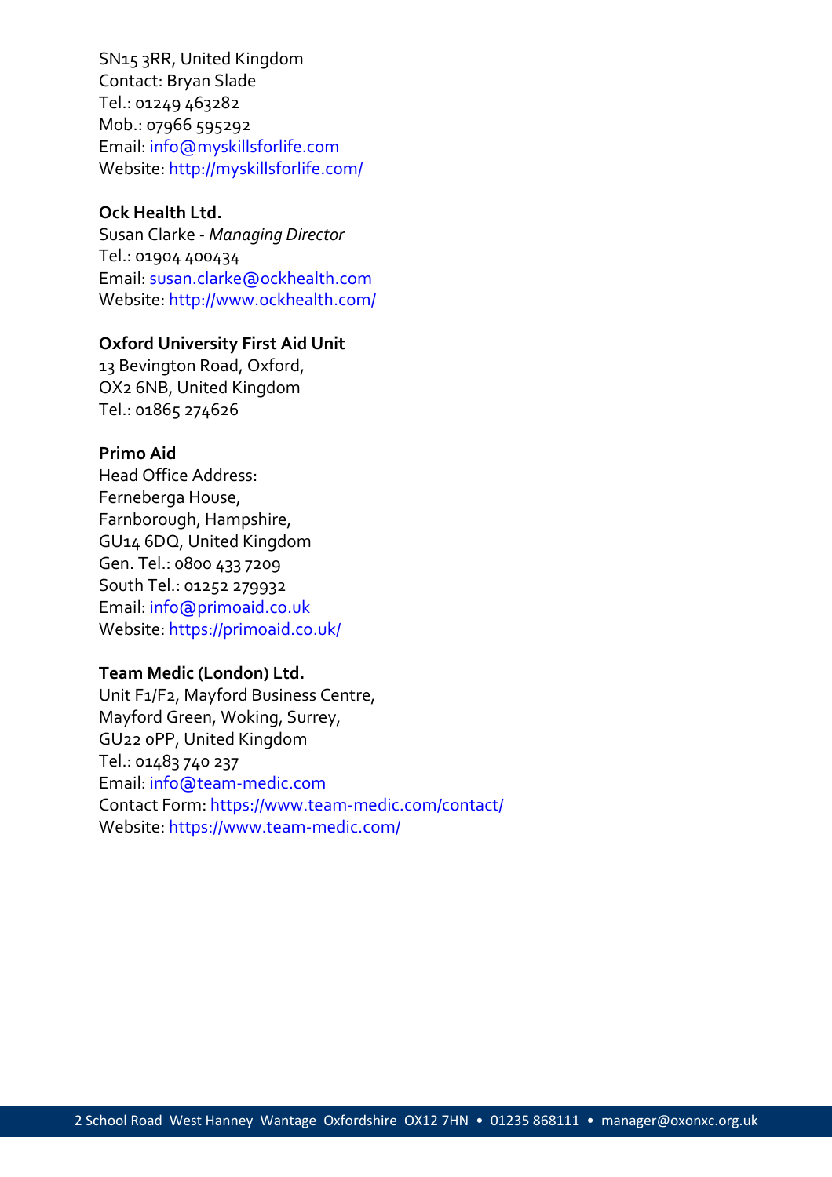SN15 3RR, United Kingdom
Contact: Bryan Slade
Tel.: 01249 463282
Mob.: 07966 595292
Email: info@myskillsforlife.com
Website: http://myskillsforlife.com/

**Ock Health Ltd.**
Susan Clarke - *Managing Director*
Tel.: 01904 400434
Email: susan.clarke@ockhealth.com
Website: http://www.ockhealth.com/

**Oxford University First Aid Unit**
13 Bevington Road, Oxford,
OX2 6NB, United Kingdom
Tel.: 01865 274626

**Primo Aid**
Head Office Address:
Ferneberga House,
Farnborough, Hampshire,
GU14 6DQ, United Kingdom
Gen. Tel.: 0800 433 7209
South Tel.: 01252 279932
Email: info@primoaid.co.uk
Website: https://primoaid.co.uk/

**Team Medic (London) Ltd.**
Unit F1/F2, Mayford Business Centre,
Mayford Green, Woking, Surrey,
GU22 0PP, United Kingdom
Tel.: 01483 740 237
Email: info@team-medic.com
Contact Form: https://www.team-medic.com/contact/
Website: https://www.team-medic.com/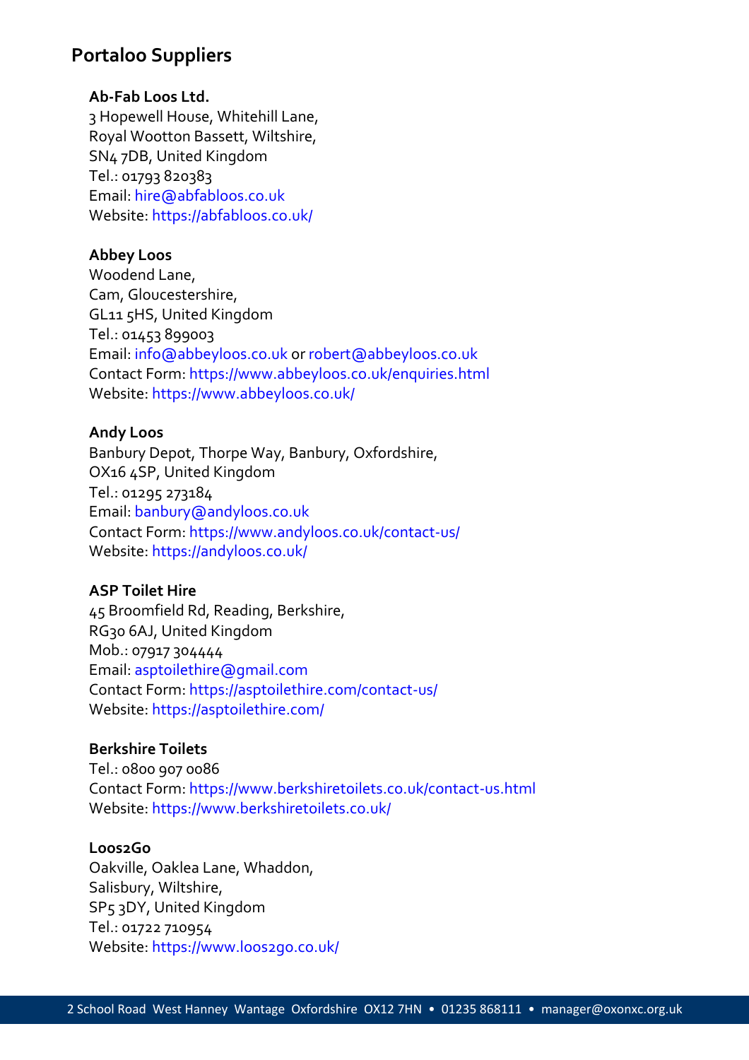## Portaloo Suppliers

**Ab-Fab Loos Ltd.**
3 Hopewell House, Whitehill Lane,
Royal Wootton Bassett, Wiltshire,
SN4 7DB, United Kingdom
Tel.: 01793 820383
Email: hire@abfabloos.co.uk
Website: https://abfabloos.co.uk/

**Abbey Loos**
Woodend Lane,
Cam, Gloucestershire,
GL11 5HS, United Kingdom
Tel.: 01453 899003
Email: info@abbeyloos.co.uk or robert@abbeyloos.co.uk
Contact Form: https://www.abbeyloos.co.uk/enquiries.html
Website: https://www.abbeyloos.co.uk/

**Andy Loos**
Banbury Depot, Thorpe Way, Banbury, Oxfordshire,
OX16 4SP, United Kingdom
Tel.: 01295 273184
Email: banbury@andyloos.co.uk
Contact Form: https://www.andyloos.co.uk/contact-us/
Website: https://andyloos.co.uk/

**ASP Toilet Hire**
45 Broomfield Rd, Reading, Berkshire,
RG30 6AJ, United Kingdom
Mob.: 07917 304444
Email: asptoilethire@gmail.com
Contact Form: https://asptoilethire.com/contact-us/
Website: https://asptoilethire.com/

**Berkshire Toilets**
Tel.: 0800 907 0086
Contact Form: https://www.berkshiretoilets.co.uk/contact-us.html
Website: https://www.berkshiretoilets.co.uk/

**Loos2Go**
Oakville, Oaklea Lane, Whaddon,
Salisbury, Wiltshire,
SP5 3DY, United Kingdom
Tel.: 01722 710954
Website: https://www.loos2go.co.uk/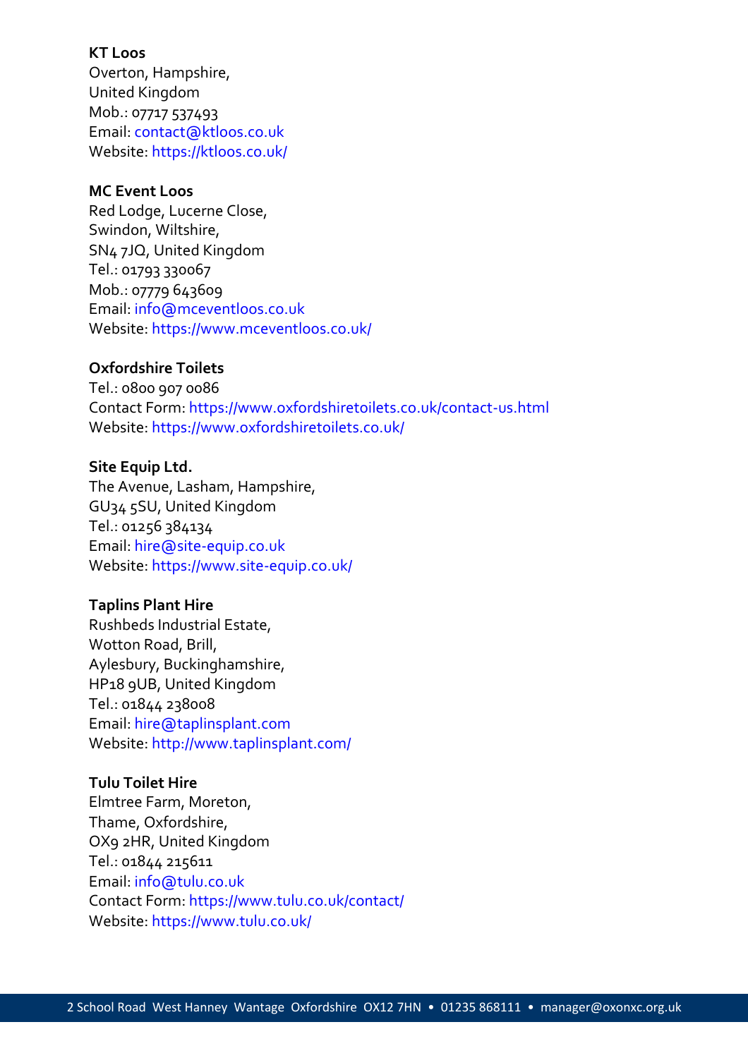**KT Loos**
Overton, Hampshire,
United Kingdom
Mob.: 07717 537493
Email: contact@ktloos.co.uk
Website: https://ktloos.co.uk/

**MC Event Loos**
Red Lodge, Lucerne Close,
Swindon, Wiltshire,
SN4 7JQ, United Kingdom
Tel.: 01793 330067
Mob.: 07779 643609
Email: info@mceventloos.co.uk
Website: https://www.mceventloos.co.uk/

**Oxfordshire Toilets**
Tel.: 0800 907 0086
Contact Form: https://www.oxfordshiretoilets.co.uk/contact-us.html
Website: https://www.oxfordshiretoilets.co.uk/

**Site Equip Ltd.**
The Avenue, Lasham, Hampshire,
GU34 5SU, United Kingdom
Tel.: 01256 384134
Email: hire@site-equip.co.uk
Website: https://www.site-equip.co.uk/

**Taplins Plant Hire**
Rushbeds Industrial Estate,
Wotton Road, Brill,
Aylesbury, Buckinghamshire,
HP18 9UB, United Kingdom
Tel.: 01844 238008
Email: hire@taplinsplant.com
Website: http://www.taplinsplant.com/

**Tulu Toilet Hire**
Elmtree Farm, Moreton,
Thame, Oxfordshire,
OX9 2HR, United Kingdom
Tel.: 01844 215611
Email: info@tulu.co.uk
Contact Form: https://www.tulu.co.uk/contact/
Website: https://www.tulu.co.uk/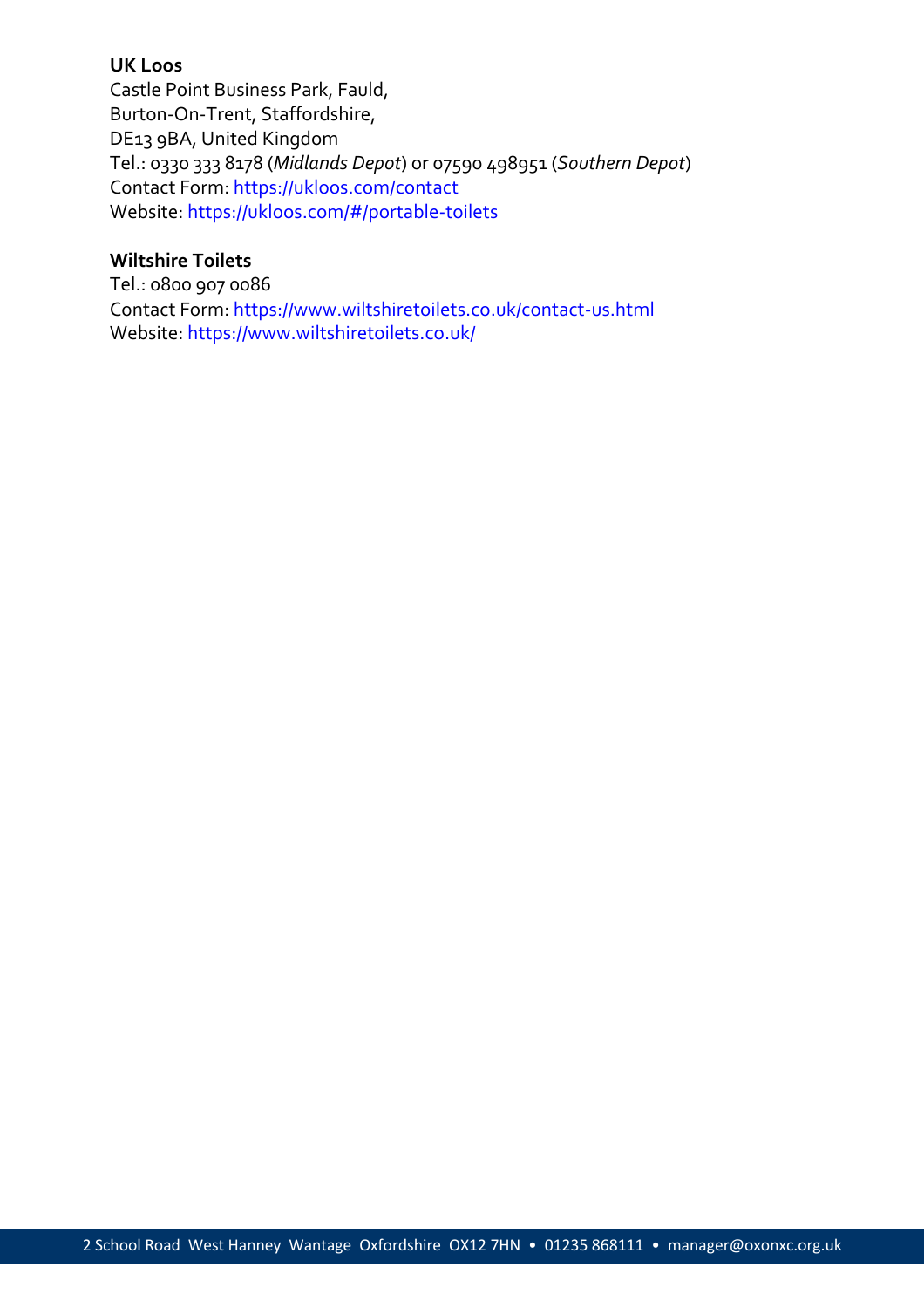**UK Loos**
Castle Point Business Park, Fauld,
Burton-On-Trent, Staffordshire,
DE13 9BA, United Kingdom
Tel.: 0330 333 8178 (*Midlands Depot*) or 07590 498951 (*Southern Depot*)
Contact Form: https://ukloos.com/contact
Website: https://ukloos.com/#/portable-toilets

**Wiltshire Toilets**
Tel.: 0800 907 0086
Contact Form: https://www.wiltshiretoilets.co.uk/contact-us.html
Website: https://www.wiltshiretoilets.co.uk/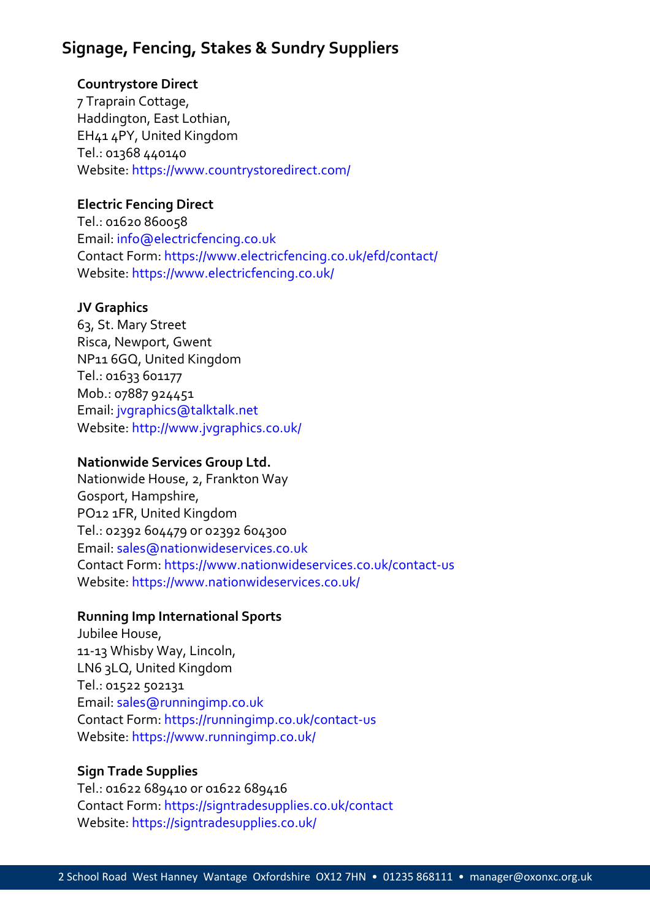## Signage, Fencing, Stakes & Sundry Suppliers

**Countrystore Direct**
7 Traprain Cottage,
Haddington, East Lothian,
EH41 4PY, United Kingdom
Tel.: 01368 440140
Website: https://www.countrystoredirect.com/

**Electric Fencing Direct**
Tel.: 01620 860058
Email: info@electricfencing.co.uk
Contact Form: https://www.electricfencing.co.uk/efd/contact/
Website: https://www.electricfencing.co.uk/

**JV Graphics**
63, St. Mary Street
Risca, Newport, Gwent
NP11 6GQ, United Kingdom
Tel.: 01633 601177
Mob.: 07887 924451
Email: jvgraphics@talktalk.net
Website: http://www.jvgraphics.co.uk/

**Nationwide Services Group Ltd.**
Nationwide House, 2, Frankton Way
Gosport, Hampshire,
PO12 1FR, United Kingdom
Tel.: 02392 604479 or 02392 604300
Email: sales@nationwideservices.co.uk
Contact Form: https://www.nationwideservices.co.uk/contact-us
Website: https://www.nationwideservices.co.uk/

**Running Imp International Sports**
Jubilee House,
11-13 Whisby Way, Lincoln,
LN6 3LQ, United Kingdom
Tel.: 01522 502131
Email: sales@runningimp.co.uk
Contact Form: https://runningimp.co.uk/contact-us
Website: https://www.runningimp.co.uk/

**Sign Trade Supplies**
Tel.: 01622 689410 or 01622 689416
Contact Form: https://signtradesupplies.co.uk/contact
Website: https://signtradesupplies.co.uk/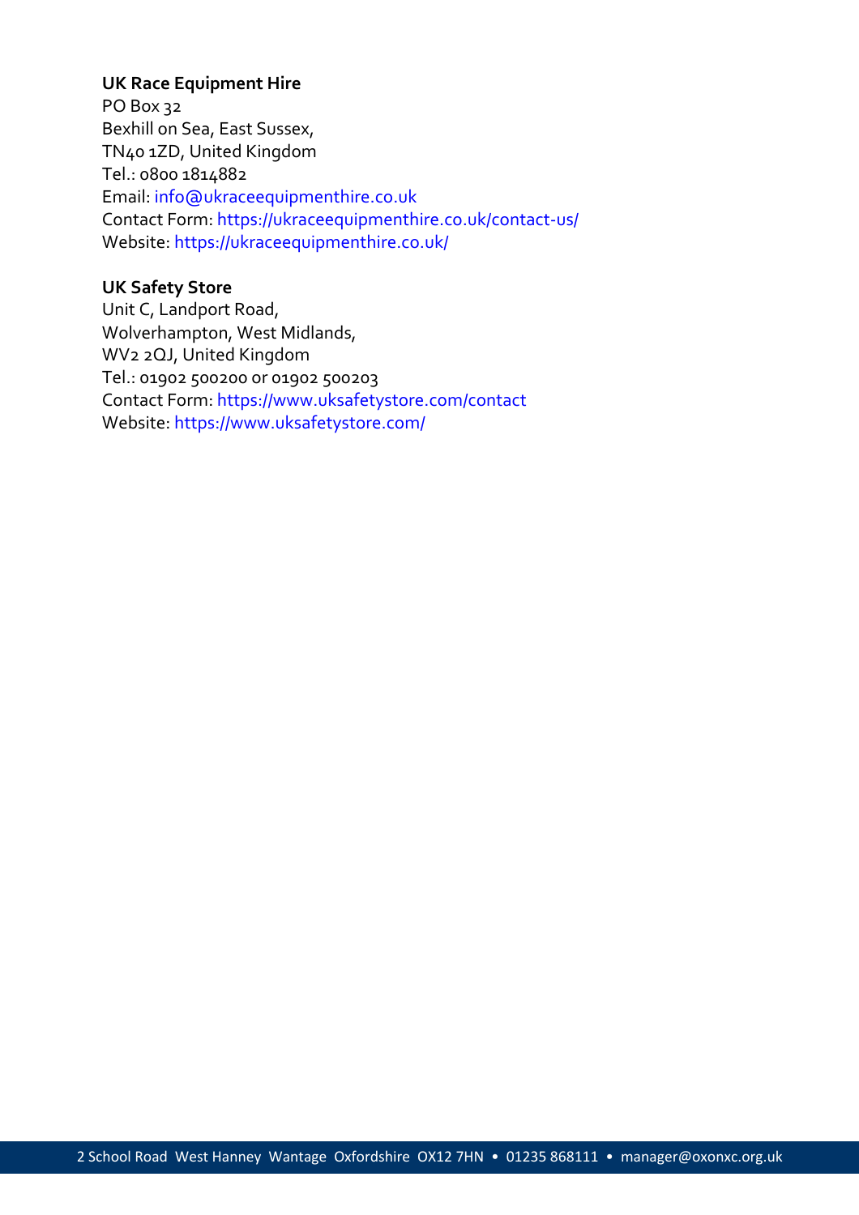**UK Race Equipment Hire**
PO Box 32
Bexhill on Sea, East Sussex,
TN40 1ZD, United Kingdom
Tel.: 0800 1814882
Email: info@ukraceequipmenthire.co.uk
Contact Form: https://ukraceequipmenthire.co.uk/contact-us/
Website: https://ukraceequipmenthire.co.uk/

**UK Safety Store**
Unit C, Landport Road,
Wolverhampton, West Midlands,
WV2 2QJ, United Kingdom
Tel.: 01902 500200 or 01902 500203
Contact Form: https://www.uksafetystore.com/contact
Website: https://www.uksafetystore.com/